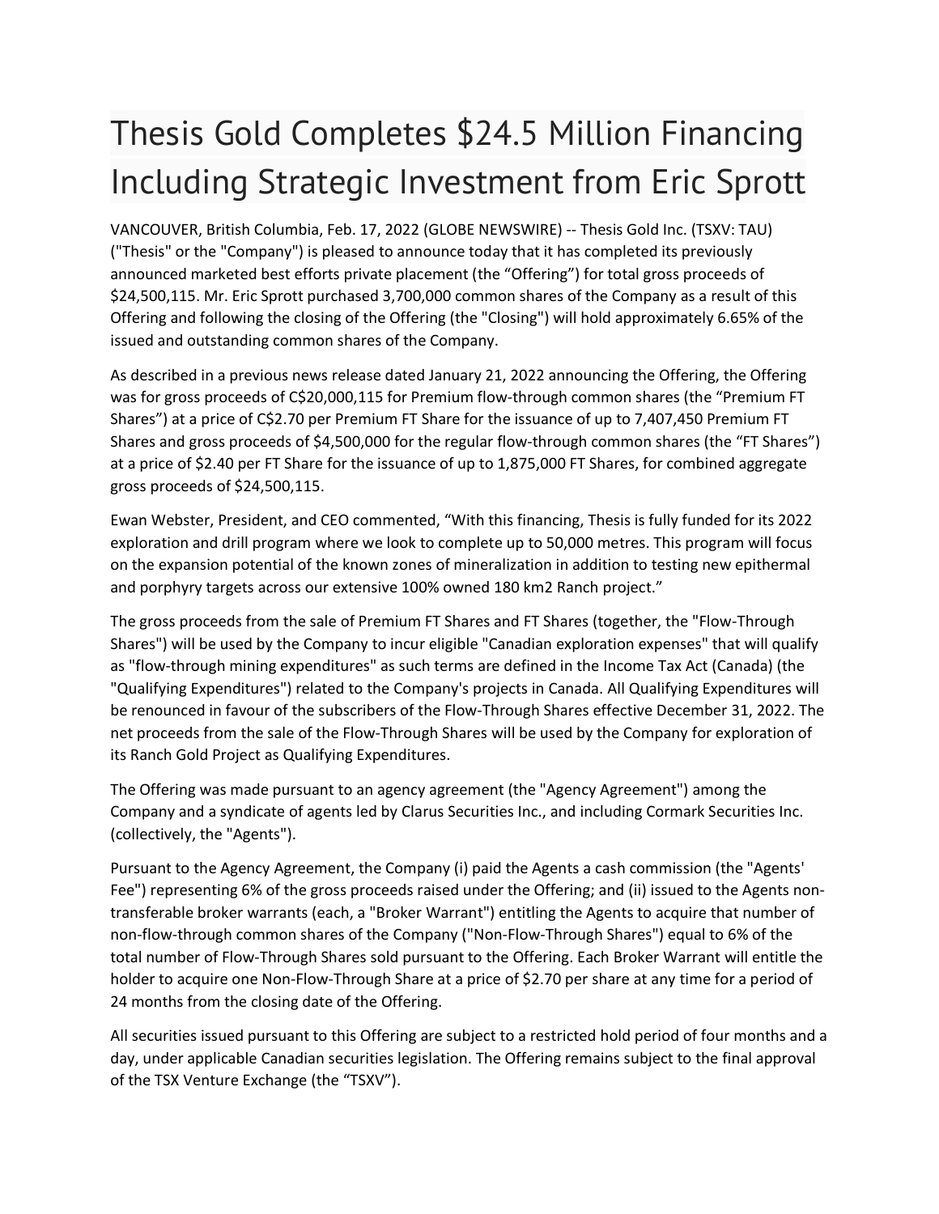# Thesis Gold Completes $24.5 Million Financing Including Strategic Investment from Eric Sprott

VANCOUVER, British Columbia, Feb. 17, 2022 (GLOBE NEWSWIRE) -- Thesis Gold Inc. (TSXV: TAU) ("Thesis" or the "Company") is pleased to announce today that it has completed its previously announced marketed best efforts private placement (the "Offering") for total gross proceeds of $24,500,115. Mr. Eric Sprott purchased 3,700,000 common shares of the Company as a result of this Offering and following the closing of the Offering (the "Closing") will hold approximately 6.65% of the issued and outstanding common shares of the Company.

As described in a previous news release dated January 21, 2022 announcing the Offering, the Offering was for gross proceeds of C$20,000,115 for Premium flow-through common shares (the "Premium FT Shares") at a price of C$2.70 per Premium FT Share for the issuance of up to 7,407,450 Premium FT Shares and gross proceeds of $4,500,000 for the regular flow-through common shares (the "FT Shares") at a price of $2.40 per FT Share for the issuance of up to 1,875,000 FT Shares, for combined aggregate gross proceeds of $24,500,115.

Ewan Webster, President, and CEO commented, "With this financing, Thesis is fully funded for its 2022 exploration and drill program where we look to complete up to 50,000 metres. This program will focus on the expansion potential of the known zones of mineralization in addition to testing new epithermal and porphyry targets across our extensive 100% owned 180 km2 Ranch project."

The gross proceeds from the sale of Premium FT Shares and FT Shares (together, the "Flow-Through Shares") will be used by the Company to incur eligible "Canadian exploration expenses" that will qualify as "flow-through mining expenditures" as such terms are defined in the Income Tax Act (Canada) (the "Qualifying Expenditures") related to the Company's projects in Canada. All Qualifying Expenditures will be renounced in favour of the subscribers of the Flow-Through Shares effective December 31, 2022. The net proceeds from the sale of the Flow-Through Shares will be used by the Company for exploration of its Ranch Gold Project as Qualifying Expenditures.

The Offering was made pursuant to an agency agreement (the "Agency Agreement") among the Company and a syndicate of agents led by Clarus Securities Inc., and including Cormark Securities Inc. (collectively, the "Agents").

Pursuant to the Agency Agreement, the Company (i) paid the Agents a cash commission (the "Agents' Fee") representing 6% of the gross proceeds raised under the Offering; and (ii) issued to the Agents non-transferable broker warrants (each, a "Broker Warrant") entitling the Agents to acquire that number of non-flow-through common shares of the Company ("Non-Flow-Through Shares") equal to 6% of the total number of Flow-Through Shares sold pursuant to the Offering. Each Broker Warrant will entitle the holder to acquire one Non-Flow-Through Share at a price of $2.70 per share at any time for a period of 24 months from the closing date of the Offering.

All securities issued pursuant to this Offering are subject to a restricted hold period of four months and a day, under applicable Canadian securities legislation. The Offering remains subject to the final approval of the TSX Venture Exchange (the "TSXV").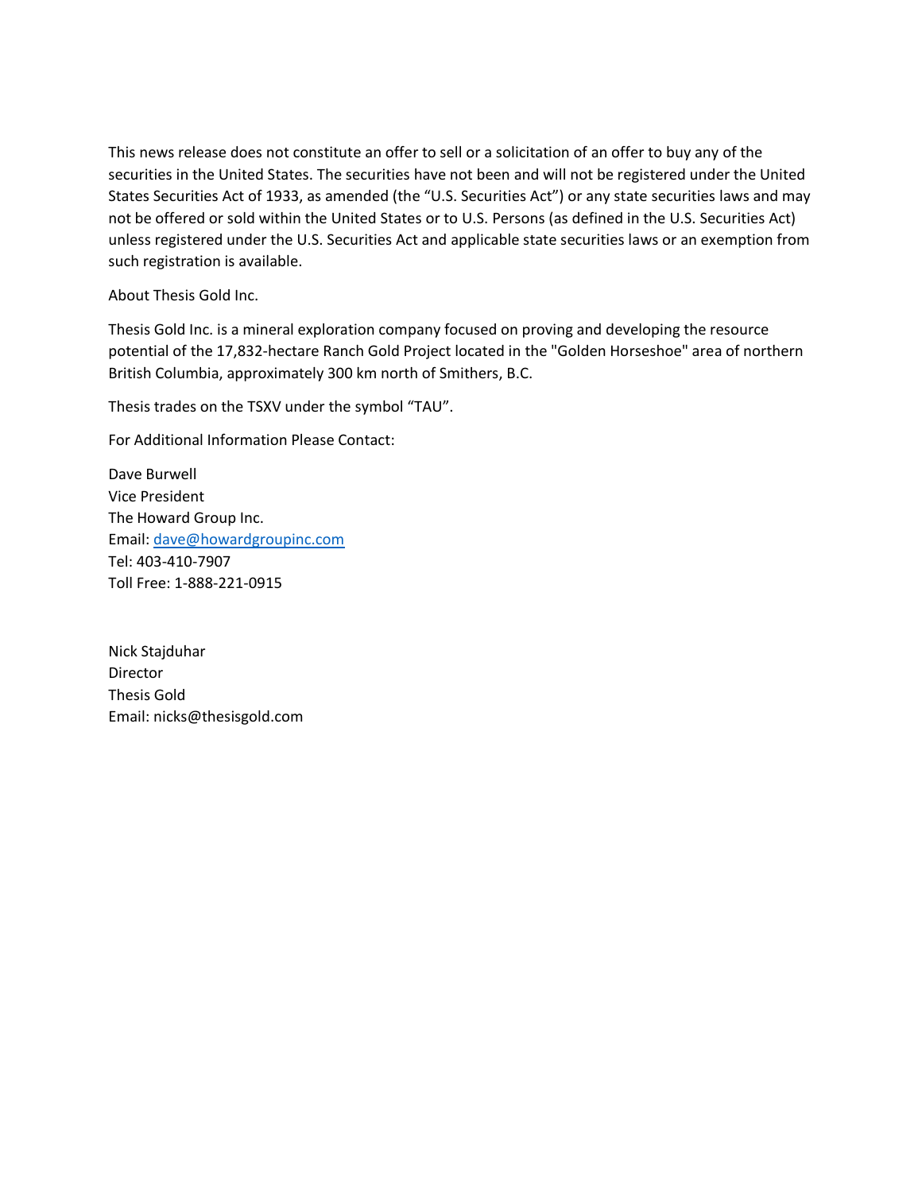This news release does not constitute an offer to sell or a solicitation of an offer to buy any of the securities in the United States. The securities have not been and will not be registered under the United States Securities Act of 1933, as amended (the “U.S. Securities Act”) or any state securities laws and may not be offered or sold within the United States or to U.S. Persons (as defined in the U.S. Securities Act) unless registered under the U.S. Securities Act and applicable state securities laws or an exemption from such registration is available.

About Thesis Gold Inc.

Thesis Gold Inc. is a mineral exploration company focused on proving and developing the resource potential of the 17,832-hectare Ranch Gold Project located in the "Golden Horseshoe" area of northern British Columbia, approximately 300 km north of Smithers, B.C.

Thesis trades on the TSXV under the symbol “TAU”.

For Additional Information Please Contact:

Dave Burwell  
Vice President  
The Howard Group Inc.  
Email: dave@howardgroupinc.com  
Tel: 403-410-7907  
Toll Free: 1-888-221-0915

Nick Stajduhar  
Director  
Thesis Gold  
Email: nicks@thesisgold.com